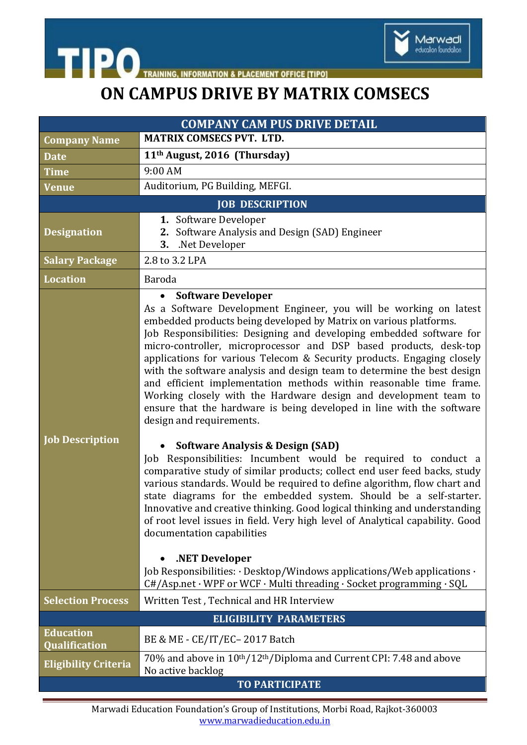TIPO TRAINING, INFORMATION & PLACEMENT OFFICE [TIPO]

Marwadi education foundation

# ON CAMPUS DRIVE BY MATRIX COMSECS

| COMPANY CAM PUS DRIVE DETAIL | |
|---|---|
| **Company Name** | **MATRIX COMSECS PVT. LTD.** |
| **Date** | **11th August, 2016 (Thursday)** |
| **Time** | 9:00 AM |
| **Venue** | Auditorium, PG Building, MEFGI. |
| **JOB DESCRIPTION** | |
| **Designation** | **1.** Software Developer<br>**2.** Software Analysis and Design (SAD) Engineer<br>**3.** .Net Developer |
| **Salary Package** | 2.8 to 3.2 LPA |
| **Location** | Baroda |
| **Job Description** | • **Software Developer**<br>As a Software Development Engineer, you will be working on latest embedded products being developed by Matrix on various platforms.<br>Job Responsibilities: Designing and developing embedded software for micro-controller, microprocessor and DSP based products, desk-top applications for various Telecom & Security products. Engaging closely with the software analysis and design team to determine the best design and efficient implementation methods within reasonable time frame. Working closely with the Hardware design and development team to ensure that the hardware is being developed in line with the software design and requirements.<br><br>• **Software Analysis & Design (SAD)**<br>Job Responsibilities: Incumbent would be required to conduct a comparative study of similar products; collect end user feed backs, study various standards. Would be required to define algorithm, flow chart and state diagrams for the embedded system. Should be a self-starter. Innovative and creative thinking. Good logical thinking and understanding of root level issues in field. Very high level of Analytical capability. Good documentation capabilities<br><br>• **.NET Developer**<br>Job Responsibilities: · Desktop/Windows applications/Web applications · C#/Asp.net · WPF or WCF · Multi threading · Socket programming · SQL |
| **Selection Process** | Written Test , Technical and HR Interview |
| **ELIGIBILITY PARAMETERS** | |
| **Education Qualification** | BE & ME - CE/IT/EC– 2017 Batch |
| **Eligibility Criteria** | 70% and above in 10th/12th/Diploma and Current CPI: 7.48 and above<br>No active backlog |
| **TO PARTICIPATE** | |

Marwadi Education Foundation's Group of Institutions, Morbi Road, Rajkot-360003
www.marwadieducation.edu.in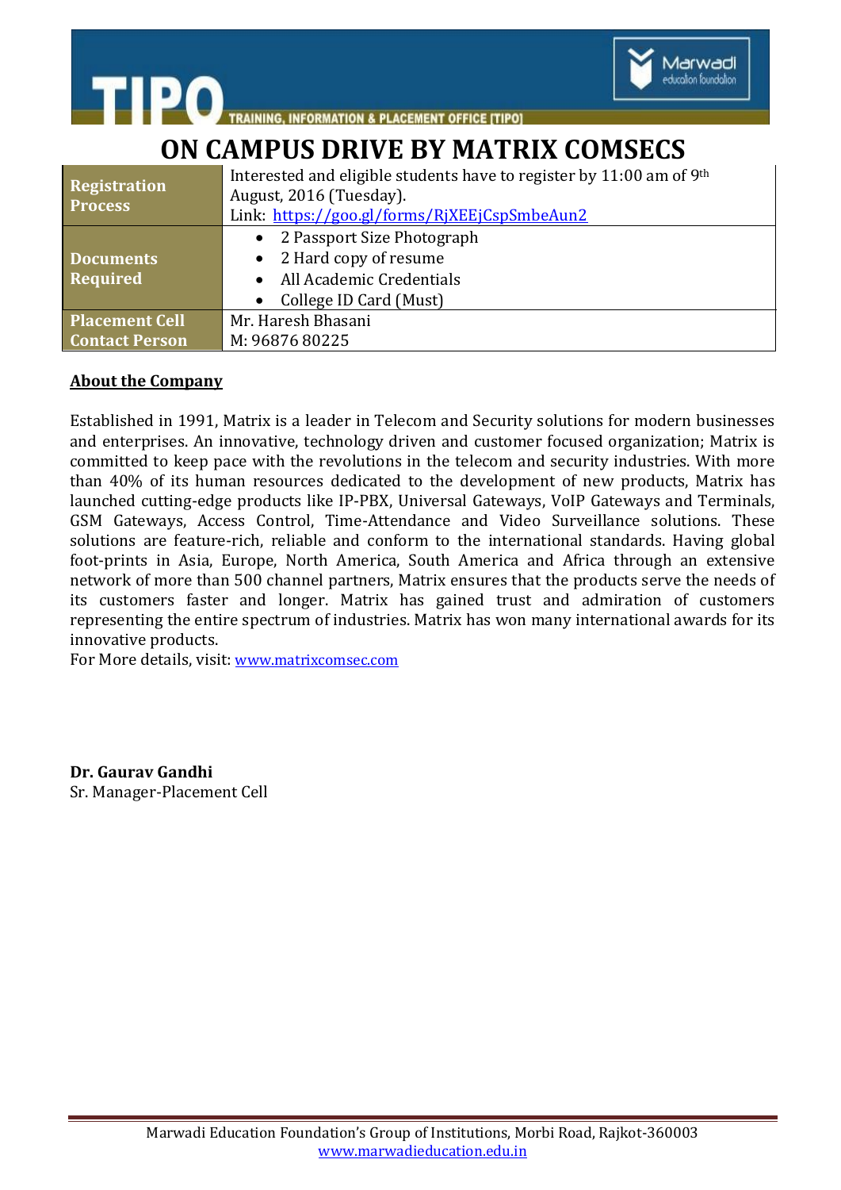# ON CAMPUS DRIVE BY MATRIX COMSECS

| | |
|---|---|
| **Registration Process** | Interested and eligible students have to register by 11:00 am of 9th August, 2016 (Tuesday).<br>Link: https://goo.gl/forms/RjXEEjCspSmbeAun2 |
| **Documents Required** | • 2 Passport Size Photograph<br>• 2 Hard copy of resume<br>• All Academic Credentials<br>• College ID Card (Must) |
| **Placement Cell Contact Person** | Mr. Haresh Bhasani<br>M: 96876 80225 |

**About the Company**

Established in 1991, Matrix is a leader in Telecom and Security solutions for modern businesses and enterprises. An innovative, technology driven and customer focused organization; Matrix is committed to keep pace with the revolutions in the telecom and security industries. With more than 40% of its human resources dedicated to the development of new products, Matrix has launched cutting-edge products like IP-PBX, Universal Gateways, VoIP Gateways and Terminals, GSM Gateways, Access Control, Time-Attendance and Video Surveillance solutions. These solutions are feature-rich, reliable and conform to the international standards. Having global foot-prints in Asia, Europe, North America, South America and Africa through an extensive network of more than 500 channel partners, Matrix ensures that the products serve the needs of its customers faster and longer. Matrix has gained trust and admiration of customers representing the entire spectrum of industries. Matrix has won many international awards for its innovative products.
For More details, visit: www.matrixcomsec.com

**Dr. Gaurav Gandhi**
Sr. Manager-Placement Cell